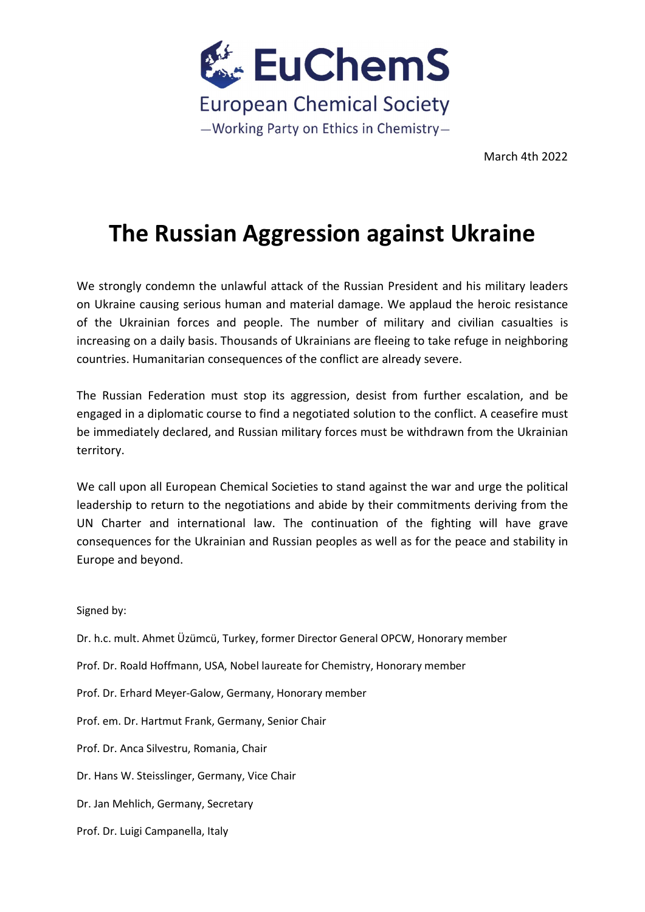EuChemS

European Chemical Society

—Working Party on Ethics in Chemistry—

March 4th 2022

# The Russian Aggression against Ukraine

We strongly condemn the unlawful attack of the Russian President and his military leaders on Ukraine causing serious human and material damage. We applaud the heroic resistance of the Ukrainian forces and people. The number of military and civilian casualties is increasing on a daily basis. Thousands of Ukrainians are fleeing to take refuge in neighboring countries. Humanitarian consequences of the conflict are already severe.

The Russian Federation must stop its aggression, desist from further escalation, and be engaged in a diplomatic course to find a negotiated solution to the conflict. A ceasefire must be immediately declared, and Russian military forces must be withdrawn from the Ukrainian territory.

We call upon all European Chemical Societies to stand against the war and urge the political leadership to return to the negotiations and abide by their commitments deriving from the UN Charter and international law. The continuation of the fighting will have grave consequences for the Ukrainian and Russian peoples as well as for the peace and stability in Europe and beyond.

Signed by:

Dr. h.c. mult. Ahmet Üzümcü, Turkey, former Director General OPCW, Honorary member

Prof. Dr. Roald Hoffmann, USA, Nobel laureate for Chemistry, Honorary member

Prof. Dr. Erhard Meyer-Galow, Germany, Honorary member

Prof. em. Dr. Hartmut Frank, Germany, Senior Chair

Prof. Dr. Anca Silvestru, Romania, Chair

Dr. Hans W. Steisslinger, Germany, Vice Chair

Dr. Jan Mehlich, Germany, Secretary

Prof. Dr. Luigi Campanella, Italy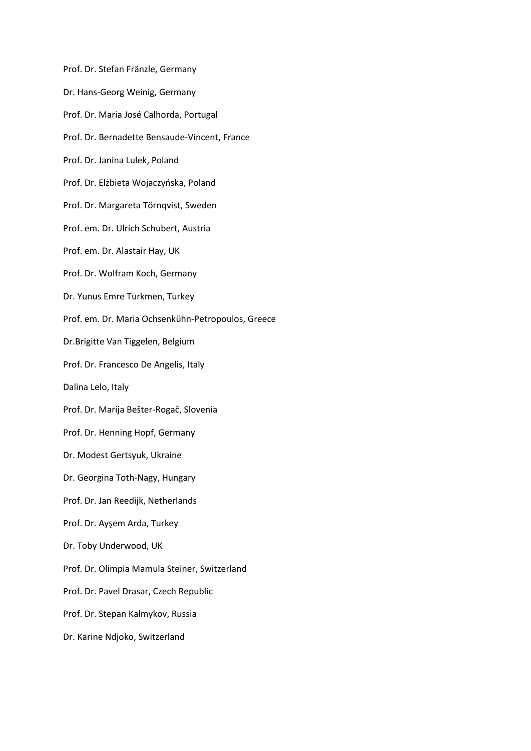Prof. Dr. Stefan Fränzle, Germany

Dr. Hans-Georg Weinig, Germany

Prof. Dr. Maria José Calhorda, Portugal

Prof. Dr. Bernadette Bensaude-Vincent, France

Prof. Dr. Janina Lulek, Poland

Prof. Dr. Elżbieta Wojaczyńska, Poland

Prof. Dr. Margareta Törnqvist, Sweden

Prof. em. Dr. Ulrich Schubert, Austria

Prof. em. Dr. Alastair Hay, UK

Prof. Dr. Wolfram Koch, Germany

Dr. Yunus Emre Turkmen, Turkey

Prof. em. Dr. Maria Ochsenkühn-Petropoulos, Greece

Dr.Brigitte Van Tiggelen, Belgium

Prof. Dr. Francesco De Angelis, Italy

Dalina Lelo, Italy

Prof. Dr. Marija Bešter-Rogač, Slovenia

Prof. Dr. Henning Hopf, Germany

Dr. Modest Gertsyuk, Ukraine

Dr. Georgina Toth-Nagy, Hungary

Prof. Dr. Jan Reedijk, Netherlands

Prof. Dr. Ayşem Arda, Turkey

Dr. Toby Underwood, UK

Prof. Dr. Olimpia Mamula Steiner, Switzerland

Prof. Dr. Pavel Drasar, Czech Republic

Prof. Dr. Stepan Kalmykov, Russia

Dr. Karine Ndjoko, Switzerland